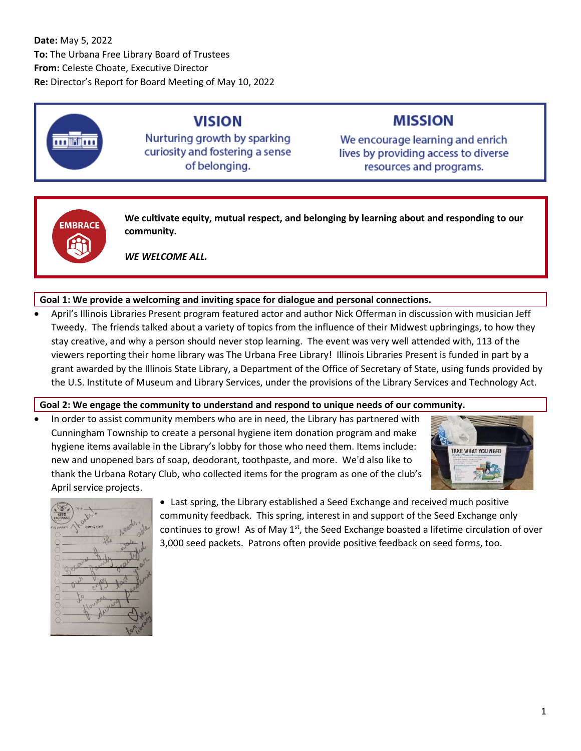**Date:** May 5, 2022
**To:** The Urbana Free Library Board of Trustees
**From:** Celeste Choate, Executive Director
**Re:** Director's Report for Board Meeting of May 10, 2022

## VISION

Nurturing growth by sparking curiosity and fostering a sense of belonging.

## MISSION

We encourage learning and enrich lives by providing access to diverse resources and programs.

## EMBRACE

**We cultivate equity, mutual respect, and belonging by learning about and responding to our community.**

***WE WELCOME ALL.***

**Goal 1: We provide a welcoming and inviting space for dialogue and personal connections.**

- April's Illinois Libraries Present program featured actor and author Nick Offerman in discussion with musician Jeff Tweedy. The friends talked about a variety of topics from the influence of their Midwest upbringings, to how they stay creative, and why a person should never stop learning. The event was very well attended with, 113 of the viewers reporting their home library was The Urbana Free Library! Illinois Libraries Present is funded in part by a grant awarded by the Illinois State Library, a Department of the Office of Secretary of State, using funds provided by the U.S. Institute of Museum and Library Services, under the provisions of the Library Services and Technology Act.

**Goal 2: We engage the community to understand and respond to unique needs of our community.**

- In order to assist community members who are in need, the Library has partnered with Cunningham Township to create a personal hygiene item donation program and make hygiene items available in the Library's lobby for those who need them. Items include: new and unopened bars of soap, deodorant, toothpaste, and more. We'd also like to thank the Urbana Rotary Club, who collected items for the program as one of the club's April service projects.
- Last spring, the Library established a Seed Exchange and received much positive community feedback. This spring, interest in and support of the Seed Exchange only continues to grow! As of May 1st, the Seed Exchange boasted a lifetime circulation of over 3,000 seed packets. Patrons often provide positive feedback on seed forms, too.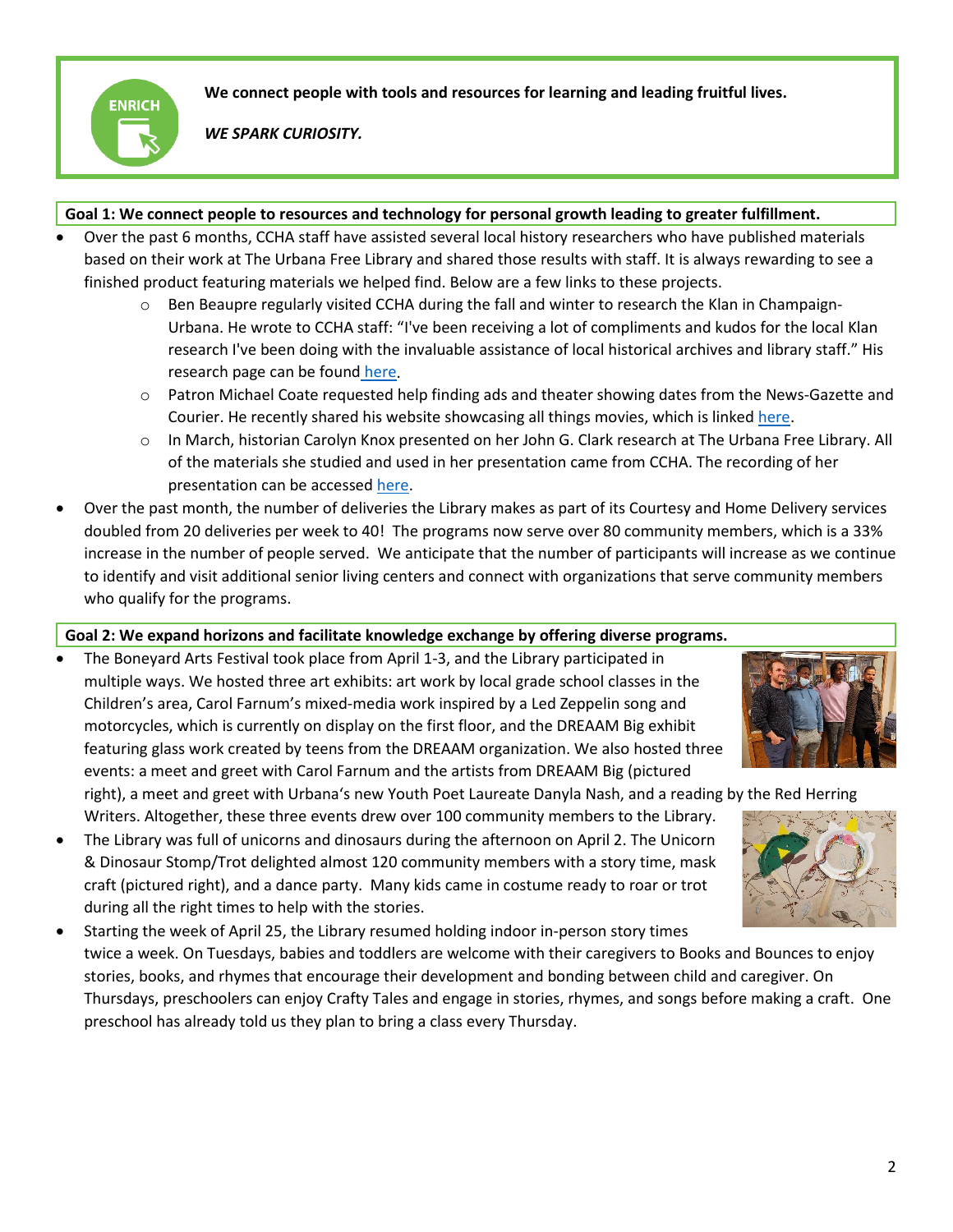**ENRICH**

**We connect people with tools and resources for learning and leading fruitful lives.**

***WE SPARK CURIOSITY.***

**Goal 1: We connect people to resources and technology for personal growth leading to greater fulfillment.**

- Over the past 6 months, CCHA staff have assisted several local history researchers who have published materials based on their work at The Urbana Free Library and shared those results with staff. It is always rewarding to see a finished product featuring materials we helped find. Below are a few links to these projects.
  - Ben Beaupre regularly visited CCHA during the fall and winter to research the Klan in Champaign-Urbana. He wrote to CCHA staff: "I've been receiving a lot of compliments and kudos for the local Klan research I've been doing with the invaluable assistance of local historical archives and library staff." His research page can be found here.
  - Patron Michael Coate requested help finding ads and theater showing dates from the News-Gazette and Courier. He recently shared his website showcasing all things movies, which is linked here.
  - In March, historian Carolyn Knox presented on her John G. Clark research at The Urbana Free Library. All of the materials she studied and used in her presentation came from CCHA. The recording of her presentation can be accessed here.
- Over the past month, the number of deliveries the Library makes as part of its Courtesy and Home Delivery services doubled from 20 deliveries per week to 40! The programs now serve over 80 community members, which is a 33% increase in the number of people served. We anticipate that the number of participants will increase as we continue to identify and visit additional senior living centers and connect with organizations that serve community members who qualify for the programs.

**Goal 2: We expand horizons and facilitate knowledge exchange by offering diverse programs.**

- The Boneyard Arts Festival took place from April 1-3, and the Library participated in multiple ways. We hosted three art exhibits: art work by local grade school classes in the Children's area, Carol Farnum's mixed-media work inspired by a Led Zeppelin song and motorcycles, which is currently on display on the first floor, and the DREAAM Big exhibit featuring glass work created by teens from the DREAAM organization. We also hosted three events: a meet and greet with Carol Farnum and the artists from DREAAM Big (pictured right), a meet and greet with Urbana's new Youth Poet Laureate Danyla Nash, and a reading by the Red Herring Writers. Altogether, these three events drew over 100 community members to the Library.
- The Library was full of unicorns and dinosaurs during the afternoon on April 2. The Unicorn & Dinosaur Stomp/Trot delighted almost 120 community members with a story time, mask craft (pictured right), and a dance party. Many kids came in costume ready to roar or trot during all the right times to help with the stories.
- Starting the week of April 25, the Library resumed holding indoor in-person story times twice a week. On Tuesdays, babies and toddlers are welcome with their caregivers to Books and Bounces to enjoy stories, books, and rhymes that encourage their development and bonding between child and caregiver. On Thursdays, preschoolers can enjoy Crafty Tales and engage in stories, rhymes, and songs before making a craft. One preschool has already told us they plan to bring a class every Thursday.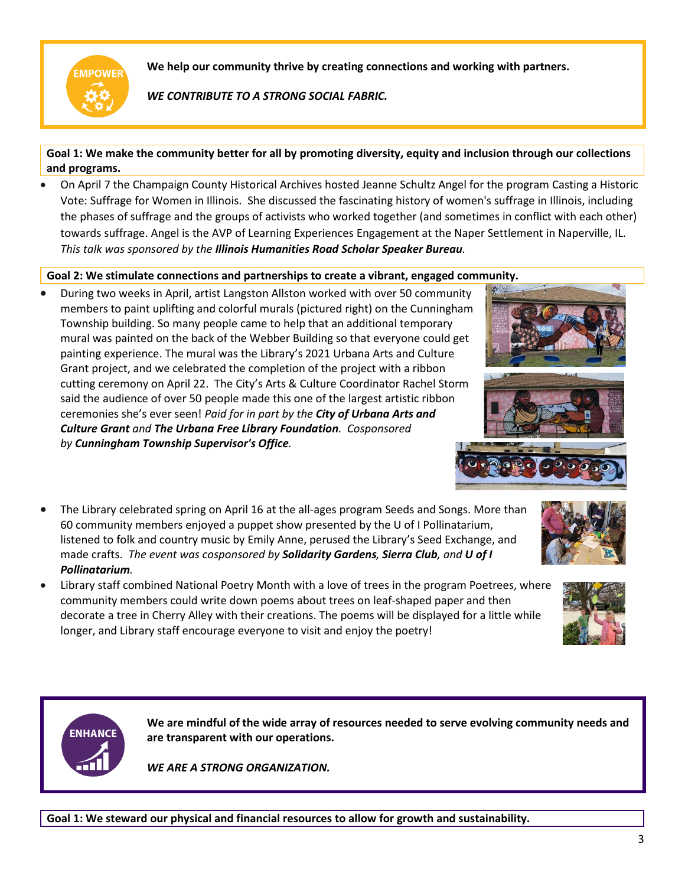EMPOWER

**We help our community thrive by creating connections and working with partners.**

***WE CONTRIBUTE TO A STRONG SOCIAL FABRIC.***

**Goal 1: We make the community better for all by promoting diversity, equity and inclusion through our collections and programs.**

- On April 7 the Champaign County Historical Archives hosted Jeanne Schultz Angel for the program Casting a Historic Vote: Suffrage for Women in Illinois. She discussed the fascinating history of women's suffrage in Illinois, including the phases of suffrage and the groups of activists who worked together (and sometimes in conflict with each other) towards suffrage. Angel is the AVP of Learning Experiences Engagement at the Naper Settlement in Naperville, IL. *This talk was sponsored by the* ***Illinois Humanities Road Scholar Speaker Bureau****.*

**Goal 2: We stimulate connections and partnerships to create a vibrant, engaged community.**

- During two weeks in April, artist Langston Allston worked with over 50 community members to paint uplifting and colorful murals (pictured right) on the Cunningham Township building. So many people came to help that an additional temporary mural was painted on the back of the Webber Building so that everyone could get painting experience. The mural was the Library's 2021 Urbana Arts and Culture Grant project, and we celebrated the completion of the project with a ribbon cutting ceremony on April 22. The City's Arts & Culture Coordinator Rachel Storm said the audience of over 50 people made this one of the largest artistic ribbon ceremonies she's ever seen! *Paid for in part by the* ***City of Urbana Arts and Culture Grant*** *and* ***The Urbana Free Library Foundation****. Cosponsored by* ***Cunningham Township Supervisor's Office****.*

- The Library celebrated spring on April 16 at the all-ages program Seeds and Songs. More than 60 community members enjoyed a puppet show presented by the U of I Pollinatarium, listened to folk and country music by Emily Anne, perused the Library's Seed Exchange, and made crafts. *The event was cosponsored by* ***Solidarity Gardens, Sierra Club****, and* ***U of I Pollinatarium****.*

- Library staff combined National Poetry Month with a love of trees in the program Poetrees, where community members could write down poems about trees on leaf-shaped paper and then decorate a tree in Cherry Alley with their creations. The poems will be displayed for a little while longer, and Library staff encourage everyone to visit and enjoy the poetry!

ENHANCE

**We are mindful of the wide array of resources needed to serve evolving community needs and are transparent with our operations.**

***WE ARE A STRONG ORGANIZATION.***

**Goal 1: We steward our physical and financial resources to allow for growth and sustainability.**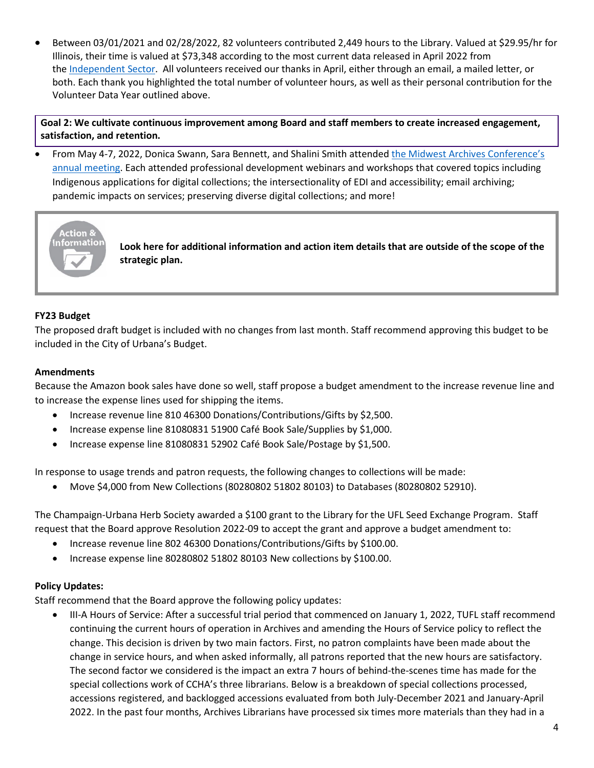- Between 03/01/2021 and 02/28/2022, 82 volunteers contributed 2,449 hours to the Library. Valued at $29.95/hr for Illinois, their time is valued at $73,348 according to the most current data released in April 2022 from the Independent Sector. All volunteers received our thanks in April, either through an email, a mailed letter, or both. Each thank you highlighted the total number of volunteer hours, as well as their personal contribution for the Volunteer Data Year outlined above.

**Goal 2: We cultivate continuous improvement among Board and staff members to create increased engagement, satisfaction, and retention.**

- From May 4-7, 2022, Donica Swann, Sara Bennett, and Shalini Smith attended the Midwest Archives Conference's annual meeting. Each attended professional development webinars and workshops that covered topics including Indigenous applications for digital collections; the intersectionality of EDI and accessibility; email archiving; pandemic impacts on services; preserving diverse digital collections; and more!

Action & Information

**Look here for additional information and action item details that are outside of the scope of the strategic plan.**

**FY23 Budget**

The proposed draft budget is included with no changes from last month. Staff recommend approving this budget to be included in the City of Urbana's Budget.

**Amendments**

Because the Amazon book sales have done so well, staff propose a budget amendment to the increase revenue line and to increase the expense lines used for shipping the items.

- Increase revenue line 810 46300 Donations/Contributions/Gifts by $2,500.
- Increase expense line 81080831 51900 Café Book Sale/Supplies by $1,000.
- Increase expense line 81080831 52902 Café Book Sale/Postage by $1,500.

In response to usage trends and patron requests, the following changes to collections will be made:

- Move $4,000 from New Collections (80280802 51802 80103) to Databases (80280802 52910).

The Champaign-Urbana Herb Society awarded a $100 grant to the Library for the UFL Seed Exchange Program. Staff request that the Board approve Resolution 2022-09 to accept the grant and approve a budget amendment to:

- Increase revenue line 802 46300 Donations/Contributions/Gifts by $100.00.
- Increase expense line 80280802 51802 80103 New collections by $100.00.

**Policy Updates:**

Staff recommend that the Board approve the following policy updates:

- III-A Hours of Service: After a successful trial period that commenced on January 1, 2022, TUFL staff recommend continuing the current hours of operation in Archives and amending the Hours of Service policy to reflect the change. This decision is driven by two main factors. First, no patron complaints have been made about the change in service hours, and when asked informally, all patrons reported that the new hours are satisfactory. The second factor we considered is the impact an extra 7 hours of behind-the-scenes time has made for the special collections work of CCHA's three librarians. Below is a breakdown of special collections processed, accessions registered, and backlogged accessions evaluated from both July-December 2021 and January-April 2022. In the past four months, Archives Librarians have processed six times more materials than they had in a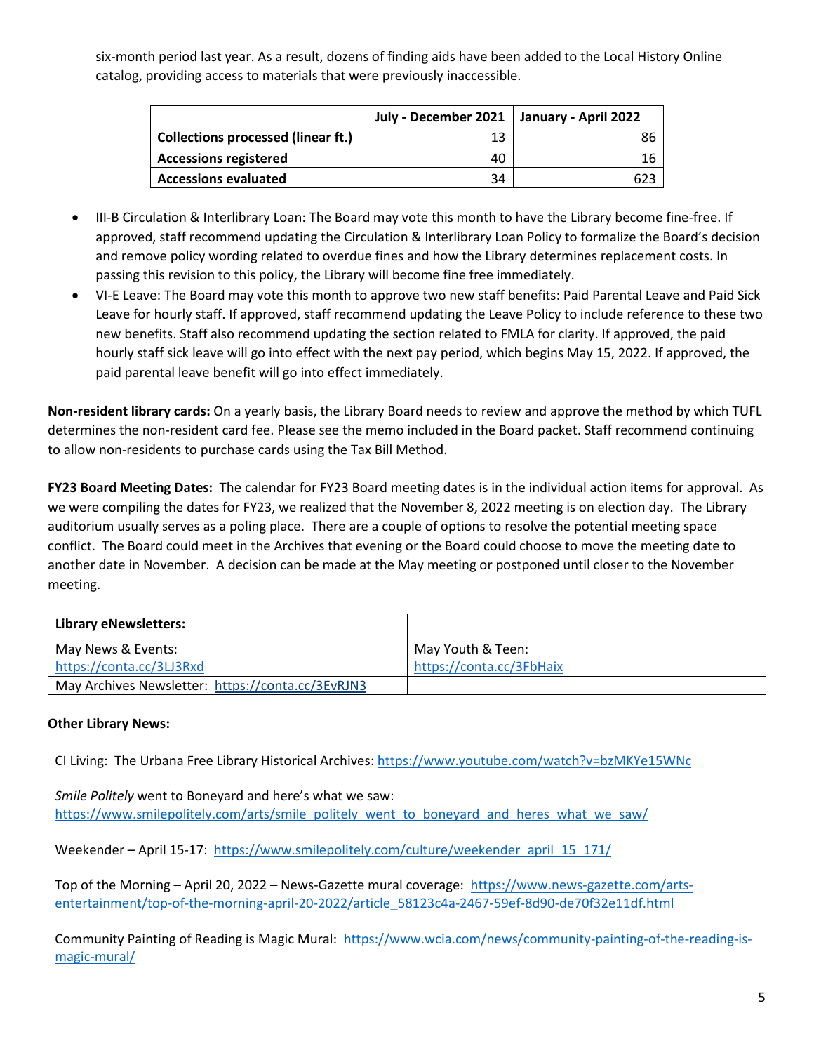six-month period last year. As a result, dozens of finding aids have been added to the Local History Online catalog, providing access to materials that were previously inaccessible.

| | **July - December 2021** | **January - April 2022** |
|---|---|---|
| **Collections processed (linear ft.)** | 13 | 86 |
| **Accessions registered** | 40 | 16 |
| **Accessions evaluated** | 34 | 623 |

- III-B Circulation & Interlibrary Loan: The Board may vote this month to have the Library become fine-free. If approved, staff recommend updating the Circulation & Interlibrary Loan Policy to formalize the Board's decision and remove policy wording related to overdue fines and how the Library determines replacement costs. In passing this revision to this policy, the Library will become fine free immediately.
- VI-E Leave: The Board may vote this month to approve two new staff benefits: Paid Parental Leave and Paid Sick Leave for hourly staff. If approved, staff recommend updating the Leave Policy to include reference to these two new benefits. Staff also recommend updating the section related to FMLA for clarity. If approved, the paid hourly staff sick leave will go into effect with the next pay period, which begins May 15, 2022. If approved, the paid parental leave benefit will go into effect immediately.

**Non-resident library cards:** On a yearly basis, the Library Board needs to review and approve the method by which TUFL determines the non-resident card fee. Please see the memo included in the Board packet. Staff recommend continuing to allow non-residents to purchase cards using the Tax Bill Method.

**FY23 Board Meeting Dates:** The calendar for FY23 Board meeting dates is in the individual action items for approval. As we were compiling the dates for FY23, we realized that the November 8, 2022 meeting is on election day. The Library auditorium usually serves as a poling place. There are a couple of options to resolve the potential meeting space conflict. The Board could meet in the Archives that evening or the Board could choose to move the meeting date to another date in November. A decision can be made at the May meeting or postponed until closer to the November meeting.

| **Library eNewsletters:** | |
|---|---|
| May News & Events: https://conta.cc/3LJ3Rxd | May Youth & Teen: https://conta.cc/3FbHaix |
| May Archives Newsletter: https://conta.cc/3EvRJN3 | |

**Other Library News:**

CI Living: The Urbana Free Library Historical Archives: https://www.youtube.com/watch?v=bzMKYe15WNc

*Smile Politely* went to Boneyard and here's what we saw: https://www.smilepolitely.com/arts/smile_politely_went_to_boneyard_and_heres_what_we_saw/

Weekender – April 15-17: https://www.smilepolitely.com/culture/weekender_april_15_171/

Top of the Morning – April 20, 2022 – News-Gazette mural coverage: https://www.news-gazette.com/arts-entertainment/top-of-the-morning-april-20-2022/article_58123c4a-2467-59ef-8d90-de70f32e11df.html

Community Painting of Reading is Magic Mural: https://www.wcia.com/news/community-painting-of-the-reading-is-magic-mural/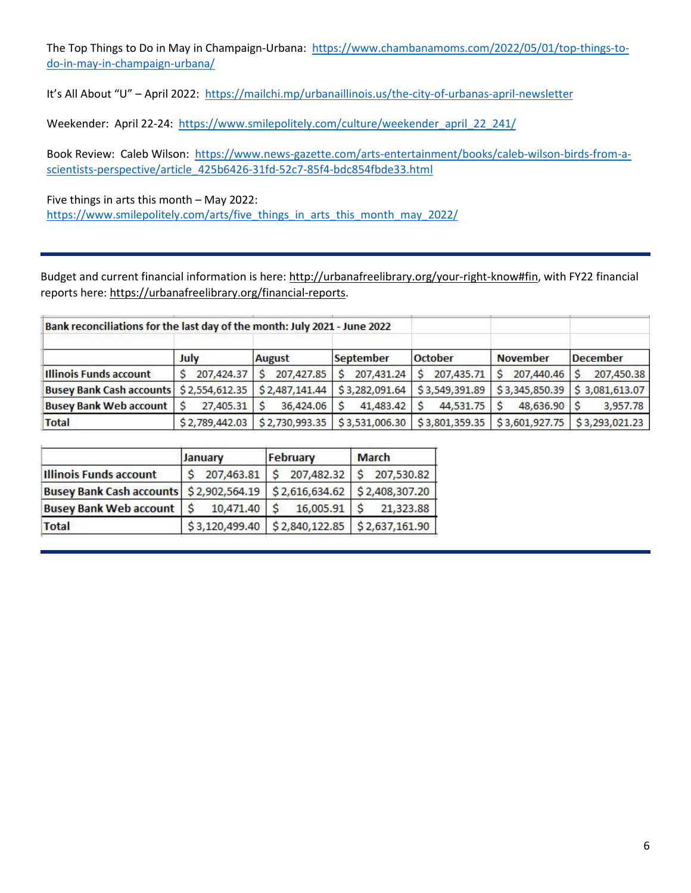The Top Things to Do in May in Champaign-Urbana: https://www.chambanamoms.com/2022/05/01/top-things-to-do-in-may-in-champaign-urbana/

It's All About "U" – April 2022: https://mailchi.mp/urbanaillinois.us/the-city-of-urbanas-april-newsletter

Weekender: April 22-24: https://www.smilepolitely.com/culture/weekender_april_22_241/

Book Review: Caleb Wilson: https://www.news-gazette.com/arts-entertainment/books/caleb-wilson-birds-from-a-scientists-perspective/article_425b6426-31fd-52c7-85f4-bdc854fbde33.html

Five things in arts this month – May 2022: https://www.smilepolitely.com/arts/five_things_in_arts_this_month_may_2022/

---

Budget and current financial information is here: http://urbanafreelibrary.org/your-right-know#fin, with FY22 financial reports here: https://urbanafreelibrary.org/financial-reports.

**Bank reconciliations for the last day of the month: July 2021 - June 2022**

| | July | August | September | October | November | December |
|---|---|---|---|---|---|---|
| Illinois Funds account | $ 207,424.37 | $ 207,427.85 | $ 207,431.24 | $ 207,435.71 | $ 207,440.46 | $ 207,450.38 |
| Busey Bank Cash accounts | $ 2,554,612.35 | $ 2,487,141.44 | $ 3,282,091.64 | $ 3,549,391.89 | $ 3,345,850.39 | $ 3,081,613.07 |
| Busey Bank Web account | $ 27,405.31 | $ 36,424.06 | $ 41,483.42 | $ 44,531.75 | $ 48,636.90 | $ 3,957.78 |
| Total | $ 2,789,442.03 | $ 2,730,993.35 | $ 3,531,006.30 | $ 3,801,359.35 | $ 3,601,927.75 | $ 3,293,021.23 |

| | January | February | March |
|---|---|---|---|
| Illinois Funds account | $ 207,463.81 | $ 207,482.32 | $ 207,530.82 |
| Busey Bank Cash accounts | $ 2,902,564.19 | $ 2,616,634.62 | $ 2,408,307.20 |
| Busey Bank Web account | $ 10,471.40 | $ 16,005.91 | $ 21,323.88 |
| Total | $ 3,120,499.40 | $ 2,840,122.85 | $ 2,637,161.90 |

---